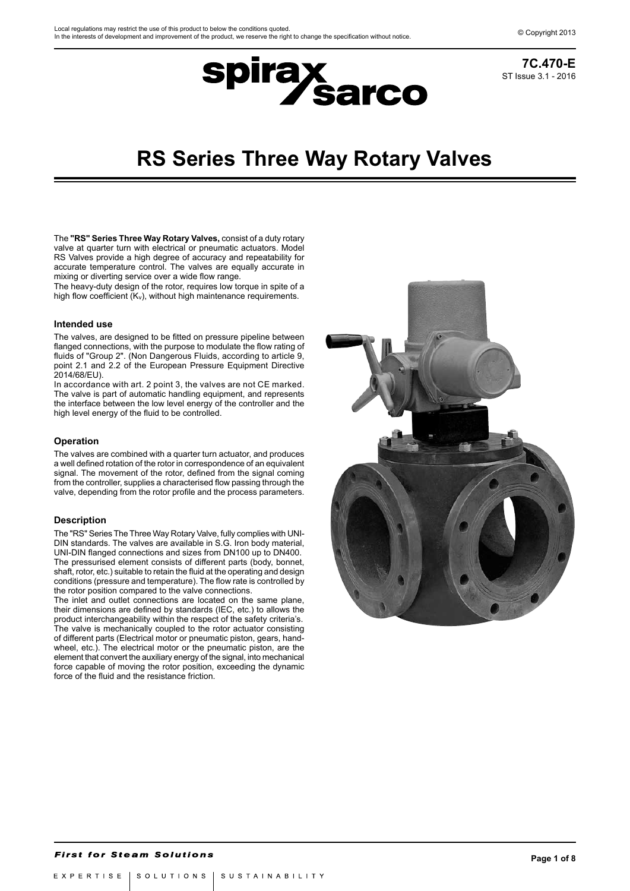Local regulations may restrict the use of this product to below the conditions quoted.
In the interests of development and improvement of the product, we reserve the right to change the specification without notice.

© Copyright 2013

**7C.470-E**
ST Issue 3.1 - 2016

# RS Series Three Way Rotary Valves

The **"RS" Series Three Way Rotary Valves,** consist of a duty rotary valve at quarter turn with electrical or pneumatic actuators. Model RS Valves provide a high degree of accuracy and repeatability for accurate temperature control. The valves are equally accurate in mixing or diverting service over a wide flow range.
The heavy-duty design of the rotor, requires low torque in spite of a high flow coefficient ($K_v$), without high maintenance requirements.

### Intended use

The valves, are designed to be fitted on pressure pipeline between flanged connections, with the purpose to modulate the flow rating of fluids of "Group 2". (Non Dangerous Fluids, according to article 9, point 2.1 and 2.2 of the European Pressure Equipment Directive 2014/68/EU).
In accordance with art. 2 point 3, the valves are not CE marked. The valve is part of automatic handling equipment, and represents the interface between the low level energy of the controller and the high level energy of the fluid to be controlled.

### Operation

The valves are combined with a quarter turn actuator, and produces a well defined rotation of the rotor in correspondence of an equivalent signal. The movement of the rotor, defined from the signal coming from the controller, supplies a characterised flow passing through the valve, depending from the rotor profile and the process parameters.

### Description

The "RS" Series The Three Way Rotary Valve, fully complies with UNI-DIN standards. The valves are available in S.G. Iron body material, UNI-DIN flanged connections and sizes from DN100 up to DN400.
The pressurised element consists of different parts (body, bonnet, shaft, rotor, etc.) suitable to retain the fluid at the operating and design conditions (pressure and temperature). The flow rate is controlled by the rotor position compared to the valve connections.
The inlet and outlet connections are located on the same plane, their dimensions are defined by standards (IEC, etc.) to allows the product interchangeability within the respect of the safety criteria's.
The valve is mechanically coupled to the rotor actuator consisting of different parts (Electrical motor or pneumatic piston, gears, hand-wheel, etc.). The electrical motor or the pneumatic piston, are the element that convert the auxiliary energy of the signal, into mechanical force capable of moving the rotor position, exceeding the dynamic force of the fluid and the resistance friction.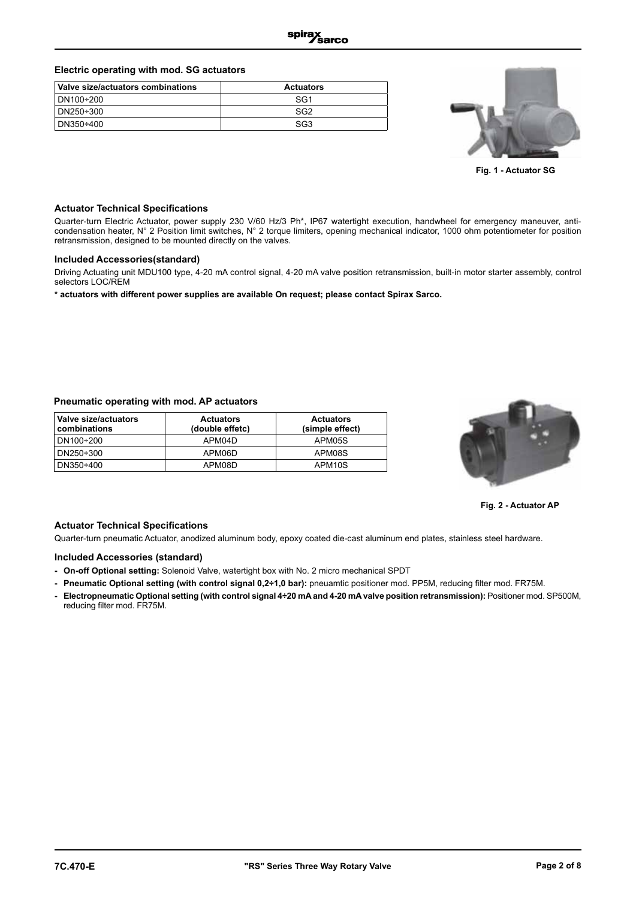### Electric operating with mod. SG actuators

| Valve size/actuators combinations | Actuators |
|---|---|
| DN100÷200 | SG1 |
| DN250÷300 | SG2 |
| DN350÷400 | SG3 |

Fig. 1 - Actuator SG

### Actuator Technical Specifications

Quarter-turn Electric Actuator, power supply 230 V/60 Hz/3 Ph*, IP67 watertight execution, handwheel for emergency maneuver, anti-condensation heater, N° 2 Position limit switches, N° 2 torque limiters, opening mechanical indicator, 1000 ohm potentiometer for position retransmission, designed to be mounted directly on the valves.

### Included Accessories(standard)

Driving Actuating unit MDU100 type, 4-20 mA control signal, 4-20 mA valve position retransmission, built-in motor starter assembly, control selectors LOC/REM

**\* actuators with different power supplies are available On request; please contact Spirax Sarco.**

### Pneumatic operating with mod. AP actuators

| Valve size/actuators combinations | Actuators (double effetc) | Actuators (simple effect) |
|---|---|---|
| DN100÷200 | APM04D | APM05S |
| DN250÷300 | APM06D | APM08S |
| DN350÷400 | APM08D | APM10S |

Fig. 2 - Actuator AP

### Actuator Technical Specifications

Quarter-turn pneumatic Actuator, anodized aluminum body, epoxy coated die-cast aluminum end plates, stainless steel hardware.

### Included Accessories (standard)

- **On-off Optional setting:** Solenoid Valve, watertight box with No. 2 micro mechanical SPDT
- **Pneumatic Optional setting (with control signal 0,2÷1,0 bar):** pneuamtic positioner mod. PP5M, reducing filter mod. FR75M.
- **Electropneumatic Optional setting (with control signal 4÷20 mA and 4-20 mA valve position retransmission):** Positioner mod. SP500M, reducing filter mod. FR75M.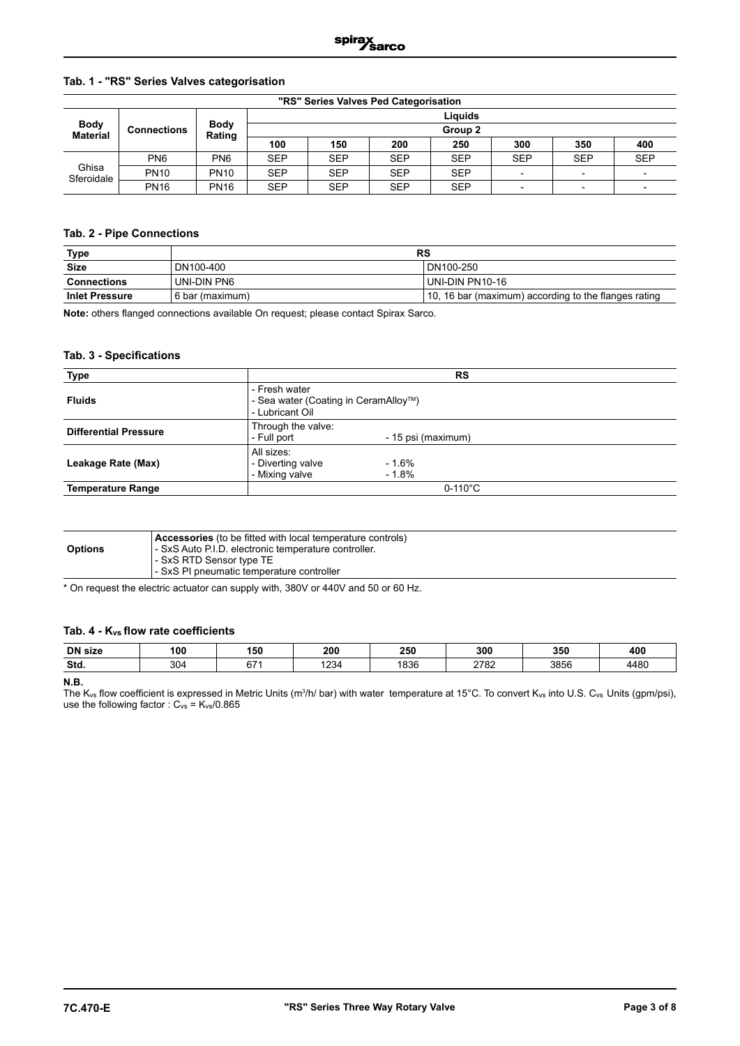## Tab. 1 - "RS" Series Valves categorisation

| "RS" Series Valves Ped Categorisation | | | | | | | | | |
|---|---|---|---|---|---|---|---|---|---|
| **Body Material** | **Connections** | **Body Rating** | **Liquids** | | | | | | |
| | | | **Group 2** | | | | | | |
| | | | **100** | **150** | **200** | **250** | **300** | **350** | **400** |
| Ghisa Sferoidale | PN6 | PN6 | SEP | SEP | SEP | SEP | SEP | SEP | SEP |
| | PN10 | PN10 | SEP | SEP | SEP | SEP | - | - | - |
| | PN16 | PN16 | SEP | SEP | SEP | SEP | - | - | - |

## Tab. 2 - Pipe Connections

| **Type** | **RS** | |
|---|---|---|
| **Size** | DN100-400 | DN100-250 |
| **Connections** | UNI-DIN PN6 | UNI-DIN PN10-16 |
| **Inlet Pressure** | 6 bar (maximum) | 10, 16 bar (maximum) according to the flanges rating |

**Note:** others flanged connections available On request; please contact Spirax Sarco.

## Tab. 3 - Specifications

| **Type** | **RS** |
|---|---|
| **Fluids** | - Fresh water<br>- Sea water (Coating in CeramAlloy™)<br>- Lubricant Oil |
| **Differential Pressure** | Through the valve:<br>- Full port - 15 psi (maximum) |
| **Leakage Rate (Max)** | All sizes:<br>- Diverting valve - 1.6%<br>- Mixing valve - 1.8% |
| **Temperature Range** | 0-110°C |

| **Options** | **Accessories** (to be fitted with local temperature controls)<br>- SxS Auto P.I.D. electronic temperature controller.<br>- SxS RTD Sensor type TE<br>- SxS PI pneumatic temperature controller |
|---|---|

* On request the electric actuator can supply with, 380V or 440V and 50 or 60 Hz.

## Tab. 4 - $K_{vs}$ flow rate coefficients

| **DN size** | **100** | **150** | **200** | **250** | **300** | **350** | **400** |
|---|---|---|---|---|---|---|---|
| **Std.** | 304 | 671 | 1234 | 1836 | 2782 | 3856 | 4480 |

**N.B.**
The $K_{vs}$ flow coefficient is expressed in Metric Units ($m^3$/h/ bar) with water temperature at 15°C. To convert $K_{vs}$ into U.S. $C_{vs}$ Units (gpm/psi), use the following factor : $C_{vs} = K_{vs}/0.865$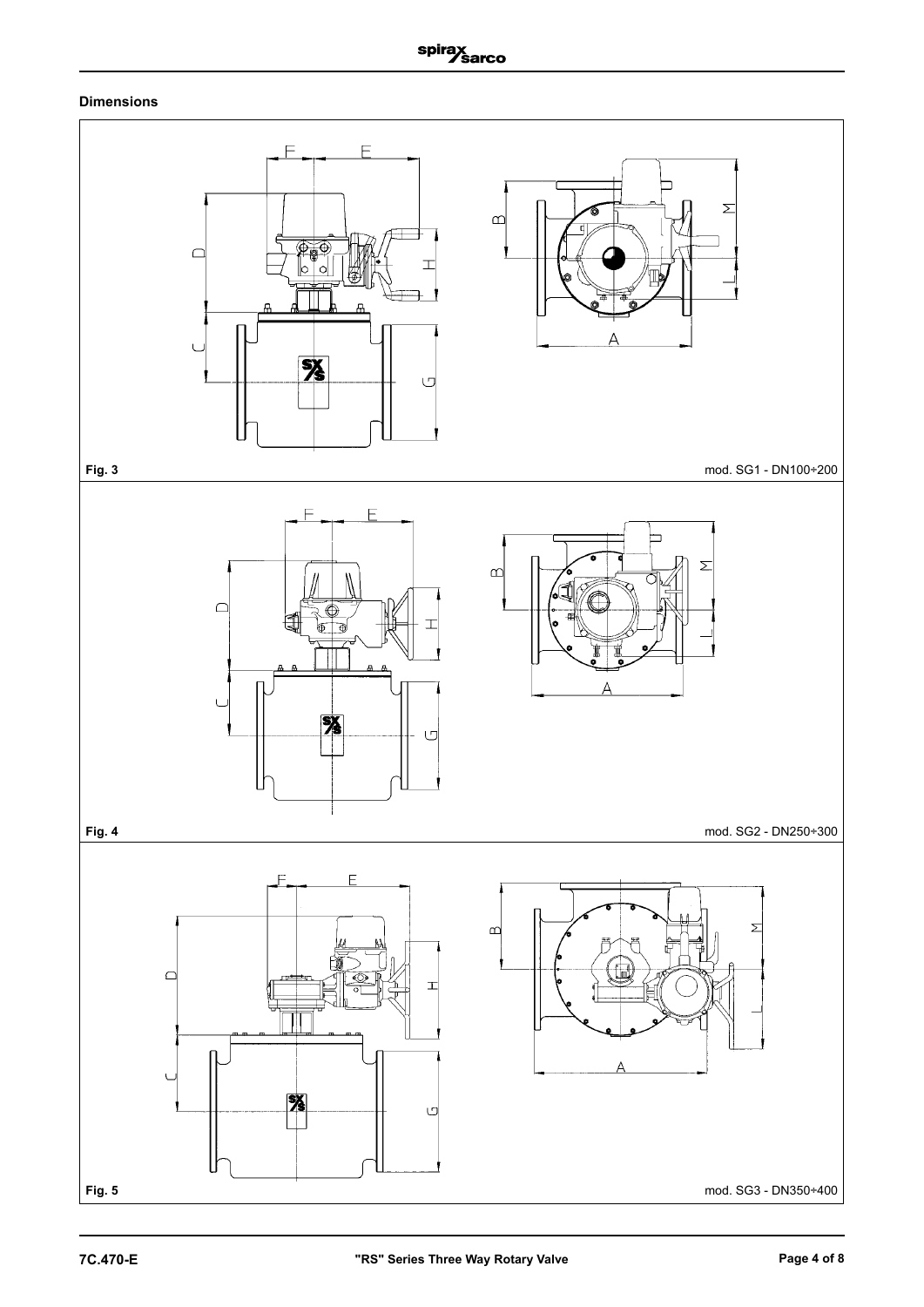## Dimensions

Fig. 3

mod. SG1 - DN100÷200

Fig. 4

mod. SG2 - DN250÷300

Fig. 5

mod. SG3 - DN350÷400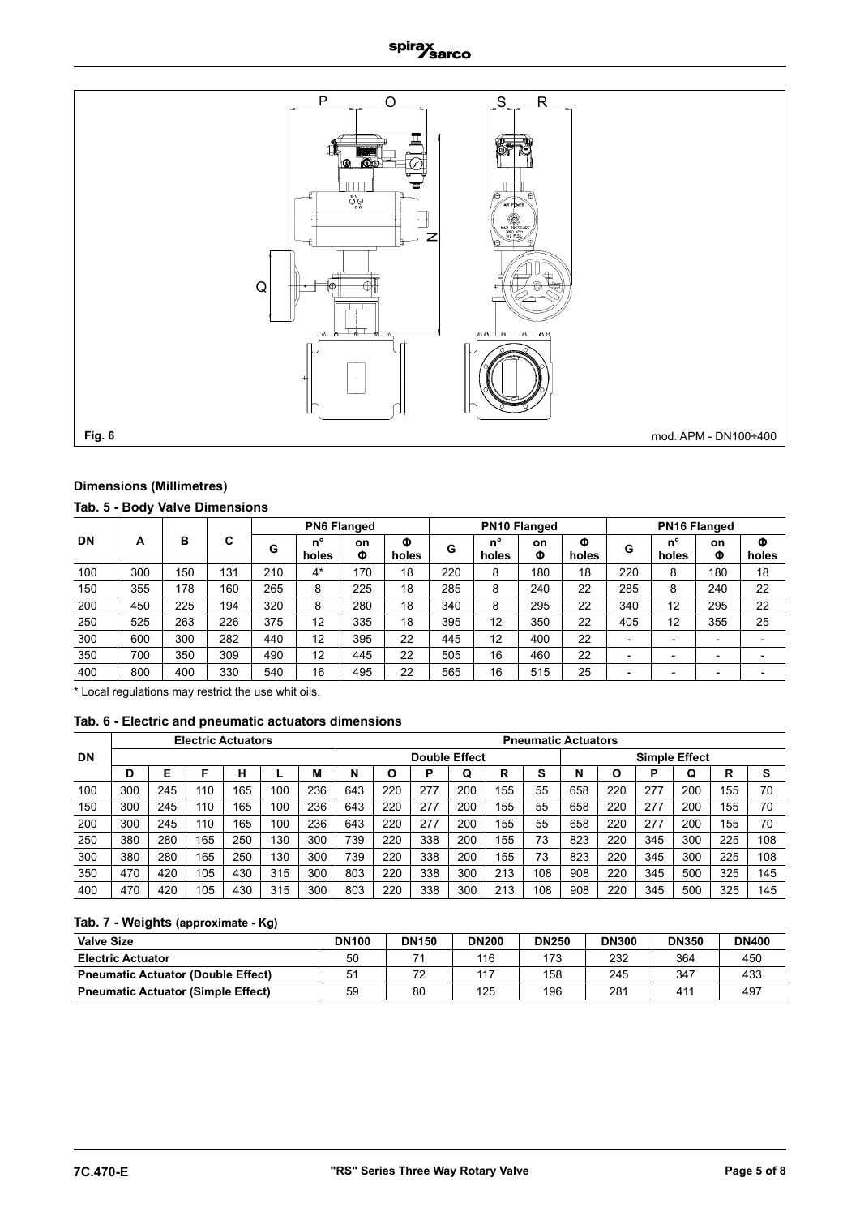Fig. 6

mod. APM - DN100÷400

**Dimensions (Millimetres)**

**Tab. 5 - Body Valve Dimensions**

| DN | A | B | C | PN6 Flanged | | | | PN10 Flanged | | | | PN16 Flanged | | | |
|---|---|---|---|---|---|---|---|---|---|---|---|---|---|---|---|
| | | | | G | n° holes | on Φ | Φ holes | G | n° holes | on Φ | Φ holes | G | n° holes | on Φ | Φ holes |
| 100 | 300 | 150 | 131 | 210 | 4* | 170 | 18 | 220 | 8 | 180 | 18 | 220 | 8 | 180 | 18 |
| 150 | 355 | 178 | 160 | 265 | 8 | 225 | 18 | 285 | 8 | 240 | 22 | 285 | 8 | 240 | 22 |
| 200 | 450 | 225 | 194 | 320 | 8 | 280 | 18 | 340 | 8 | 295 | 22 | 340 | 12 | 295 | 22 |
| 250 | 525 | 263 | 226 | 375 | 12 | 335 | 18 | 395 | 12 | 350 | 22 | 405 | 12 | 355 | 25 |
| 300 | 600 | 300 | 282 | 440 | 12 | 395 | 22 | 445 | 12 | 400 | 22 | - | - | - | - |
| 350 | 700 | 350 | 309 | 490 | 12 | 445 | 22 | 505 | 16 | 460 | 22 | - | - | - | - |
| 400 | 800 | 400 | 330 | 540 | 16 | 495 | 22 | 565 | 16 | 515 | 25 | - | - | - | - |

* Local regulations may restrict the use whit oils.

**Tab. 6 - Electric and pneumatic actuators dimensions**

| DN | Electric Actuators | | | | | | Pneumatic Actuators | | | | | | | | | | | |
|---|---|---|---|---|---|---|---|---|---|---|---|---|---|---|---|---|---|---|
| | | | | | | | Double Effect | | | | | | Simple Effect | | | | | |
| | D | E | F | H | L | M | N | O | P | Q | R | S | N | O | P | Q | R | S |
| 100 | 300 | 245 | 110 | 165 | 100 | 236 | 643 | 220 | 277 | 200 | 155 | 55 | 658 | 220 | 277 | 200 | 155 | 70 |
| 150 | 300 | 245 | 110 | 165 | 100 | 236 | 643 | 220 | 277 | 200 | 155 | 55 | 658 | 220 | 277 | 200 | 155 | 70 |
| 200 | 300 | 245 | 110 | 165 | 100 | 236 | 643 | 220 | 277 | 200 | 155 | 55 | 658 | 220 | 277 | 200 | 155 | 70 |
| 250 | 380 | 280 | 165 | 250 | 130 | 300 | 739 | 220 | 338 | 200 | 155 | 73 | 823 | 220 | 345 | 300 | 225 | 108 |
| 300 | 380 | 280 | 165 | 250 | 130 | 300 | 739 | 220 | 338 | 200 | 155 | 73 | 823 | 220 | 345 | 300 | 225 | 108 |
| 350 | 470 | 420 | 105 | 430 | 315 | 300 | 803 | 220 | 338 | 300 | 213 | 108 | 908 | 220 | 345 | 500 | 325 | 145 |
| 400 | 470 | 420 | 105 | 430 | 315 | 300 | 803 | 220 | 338 | 300 | 213 | 108 | 908 | 220 | 345 | 500 | 325 | 145 |

**Tab. 7 - Weights (approximate - Kg)**

| Valve Size | DN100 | DN150 | DN200 | DN250 | DN300 | DN350 | DN400 |
|---|---|---|---|---|---|---|---|
| Electric Actuator | 50 | 71 | 116 | 173 | 232 | 364 | 450 |
| Pneumatic Actuator (Double Effect) | 51 | 72 | 117 | 158 | 245 | 347 | 433 |
| Pneumatic Actuator (Simple Effect) | 59 | 80 | 125 | 196 | 281 | 411 | 497 |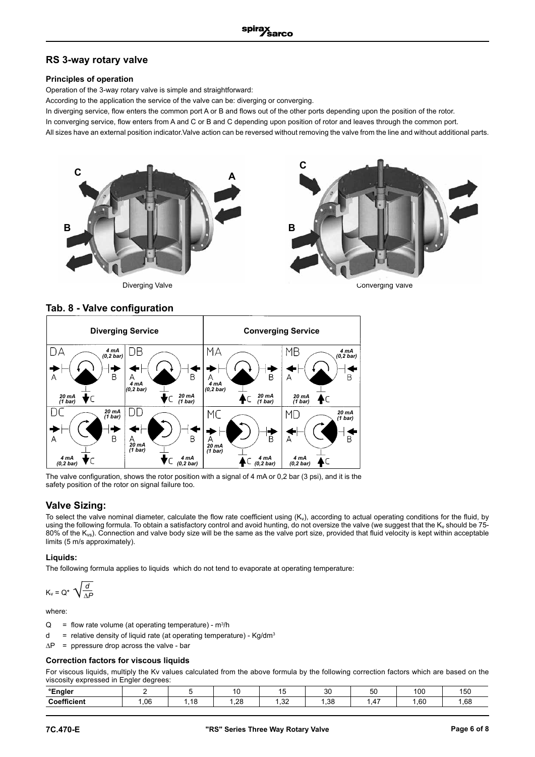## RS 3-way rotary valve

### Principles of operation

Operation of the 3-way rotary valve is simple and straightforward:

According to the application the service of the valve can be: diverging or converging.

In diverging service, flow enters the common port A or B and flows out of the other ports depending upon the position of the rotor.

In converging service, flow enters from A and C or B and C depending upon position of rotor and leaves through the common port.

All sizes have an external position indicator.Valve action can be reversed without removing the valve from the line and without additional parts.

Diverging Valve

Converging Valve

## Tab. 8 - Valve configuration

| Diverging Service | | Converging Service | |
|---|---|---|---|
| DA: A → B 4 mA (0,2 bar); C 20 mA (1 bar) | DB: A 4 mA (0,2 bar) ← B; C 20 mA (1 bar) | MA: A 4 mA (0,2 bar) → B; C 20 mA (1 bar) | MB: A ← B 4 mA (0,2 bar); C 20 mA (1 bar) |
| DC: A → B 20 mA (1 bar); C 4 mA (0,2 bar) | DD: A 20 mA (1 bar) ← B; C 4 mA (0,2 bar) | MC: A 20 mA (1 bar) → B; C 4 mA (0,2 bar) | MD: A ← B 20 mA (1 bar); C 4 mA (0,2 bar) |

The valve configuration, shows the rotor position with a signal of 4 mA or 0,2 bar (3 psi), and it is the safety position of the rotor on signal failure too.

## Valve Sizing:

To select the valve nominal diameter, calculate the flow rate coefficient using ($K_v$), according to actual operating conditions for the fluid, by using the following formula. To obtain a satisfactory control and avoid hunting, do not oversize the valve (we suggest that the $K_v$ should be 75-80% of the $K_{vs}$). Connection and valve body size will be the same as the valve port size, provided that fluid velocity is kept within acceptable limits (5 m/s approximately).

### Liquids:

The following formula applies to liquids which do not tend to evaporate at operating temperature:

$$K_v = Q^* \sqrt{\frac{d}{\Delta P}}$$

where:

- Q = flow rate volume (at operating temperature) - $m^3/h$
- d = relative density of liquid rate (at operating temperature) - $Kg/dm^3$
- $\Delta P$ = ppressure drop across the valve - bar

### Correction factors for viscous liquids

For viscous liquids, multiply the Kv values calculated from the above formula by the following correction factors which are based on the viscosity expressed in Engler degrees:

| °Engler | 2 | 5 | 10 | 15 | 30 | 50 | 100 | 150 |
|---|---|---|---|---|---|---|---|---|
| Coefficient | 1,06 | 1,18 | 1,28 | 1,32 | 1,38 | 1,47 | 1,60 | 1,68 |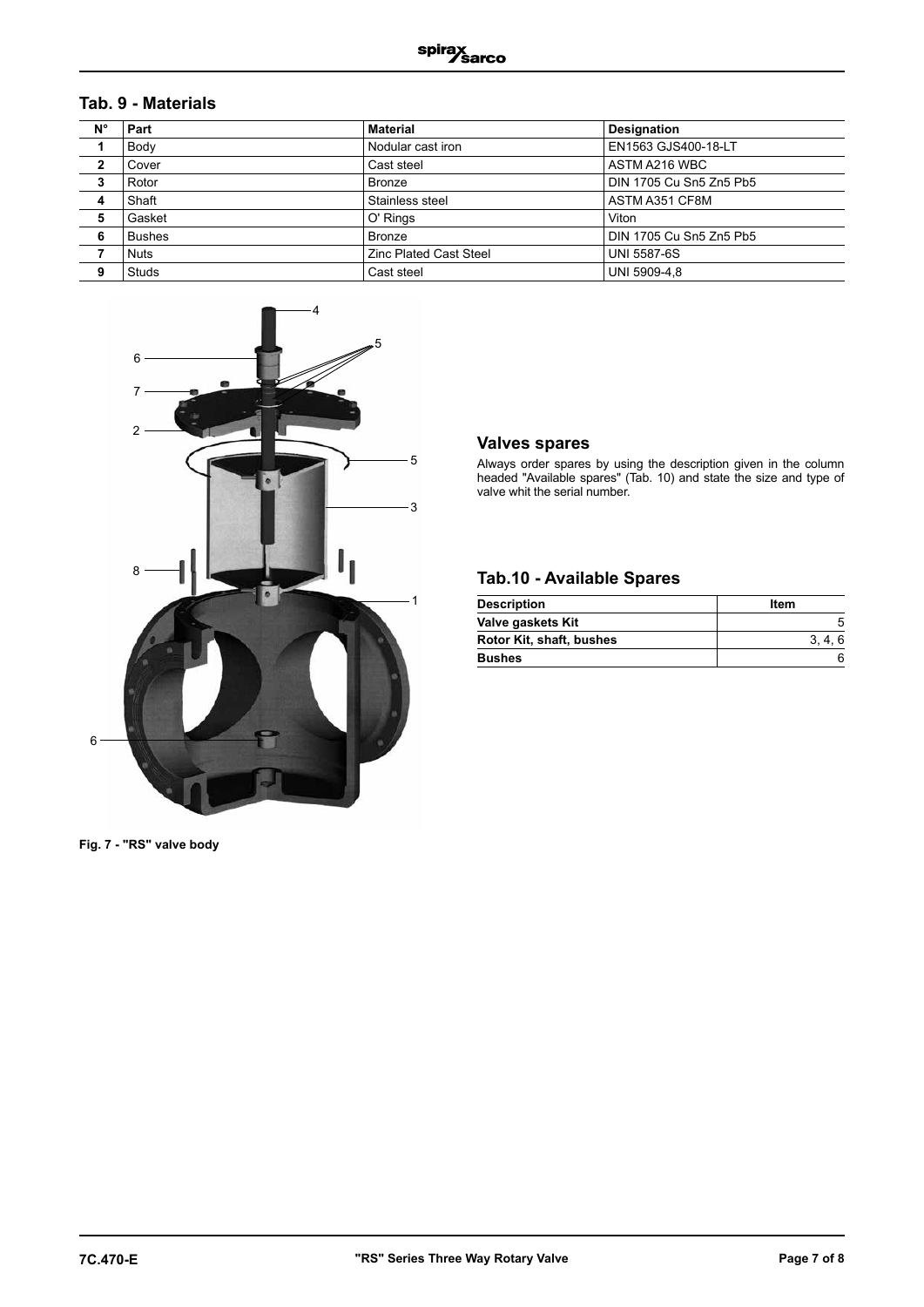## Tab. 9 - Materials

| N° | Part | Material | Designation |
|---|---|---|---|
| 1 | Body | Nodular cast iron | EN1563 GJS400-18-LT |
| 2 | Cover | Cast steel | ASTM A216 WBC |
| 3 | Rotor | Bronze | DIN 1705 Cu Sn5 Zn5 Pb5 |
| 4 | Shaft | Stainless steel | ASTM A351 CF8M |
| 5 | Gasket | O' Rings | Viton |
| 6 | Bushes | Bronze | DIN 1705 Cu Sn5 Zn5 Pb5 |
| 7 | Nuts | Zinc Plated Cast Steel | UNI 5587-6S |
| 9 | Studs | Cast steel | UNI 5909-4,8 |

Fig. 7 - "RS" valve body

## Valves spares

Always order spares by using the description given in the column headed "Available spares" (Tab. 10) and state the size and type of valve whit the serial number.

## Tab.10 - Available Spares

| Description | Item |
|---|---|
| **Valve gaskets Kit** | 5 |
| **Rotor Kit, shaft, bushes** | 3, 4, 6 |
| **Bushes** | 6 |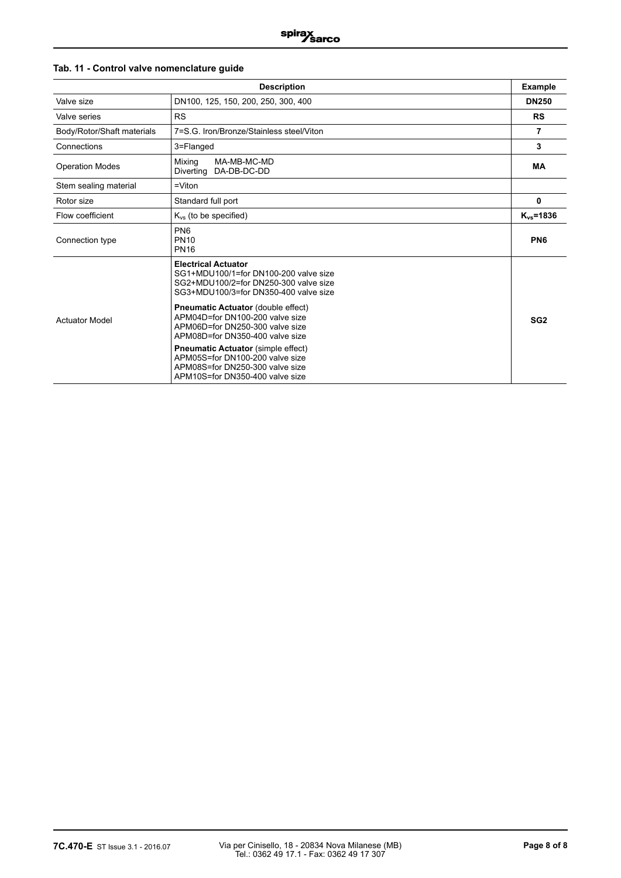**Tab. 11 - Control valve nomenclature guide**

| Description | | Example |
|---|---|---|
| Valve size | DN100, 125, 150, 200, 250, 300, 400 | **DN250** |
| Valve series | RS | **RS** |
| Body/Rotor/Shaft materials | 7=S.G. Iron/Bronze/Stainless steel/Viton | **7** |
| Connections | 3=Flanged | **3** |
| Operation Modes | Mixing MA-MB-MC-MD<br>Diverting DA-DB-DC-DD | **MA** |
| Stem sealing material | =Viton | |
| Rotor size | Standard full port | **0** |
| Flow coefficient | $K_{vs}$ (to be specified) | **$K_{vs}$=1836** |
| Connection type | PN6<br>PN10<br>PN16 | **PN6** |
| Actuator Model | **Electrical Actuator**<br>SG1+MDU100/1=for DN100-200 valve size<br>SG2+MDU100/2=for DN250-300 valve size<br>SG3+MDU100/3=for DN350-400 valve size<br>**Pneumatic Actuator** (double effect)<br>APM04D=for DN100-200 valve size<br>APM06D=for DN250-300 valve size<br>APM08D=for DN350-400 valve size<br>**Pneumatic Actuator** (simple effect)<br>APM05S=for DN100-200 valve size<br>APM08S=for DN250-300 valve size<br>APM10S=for DN350-400 valve size | **SG2** |

**7C.470-E** ST Issue 3.1 - 2016.07

Via per Cinisello, 18 - 20834 Nova Milanese (MB)
Tel.: 0362 49 17.1 - Fax: 0362 49 17 307